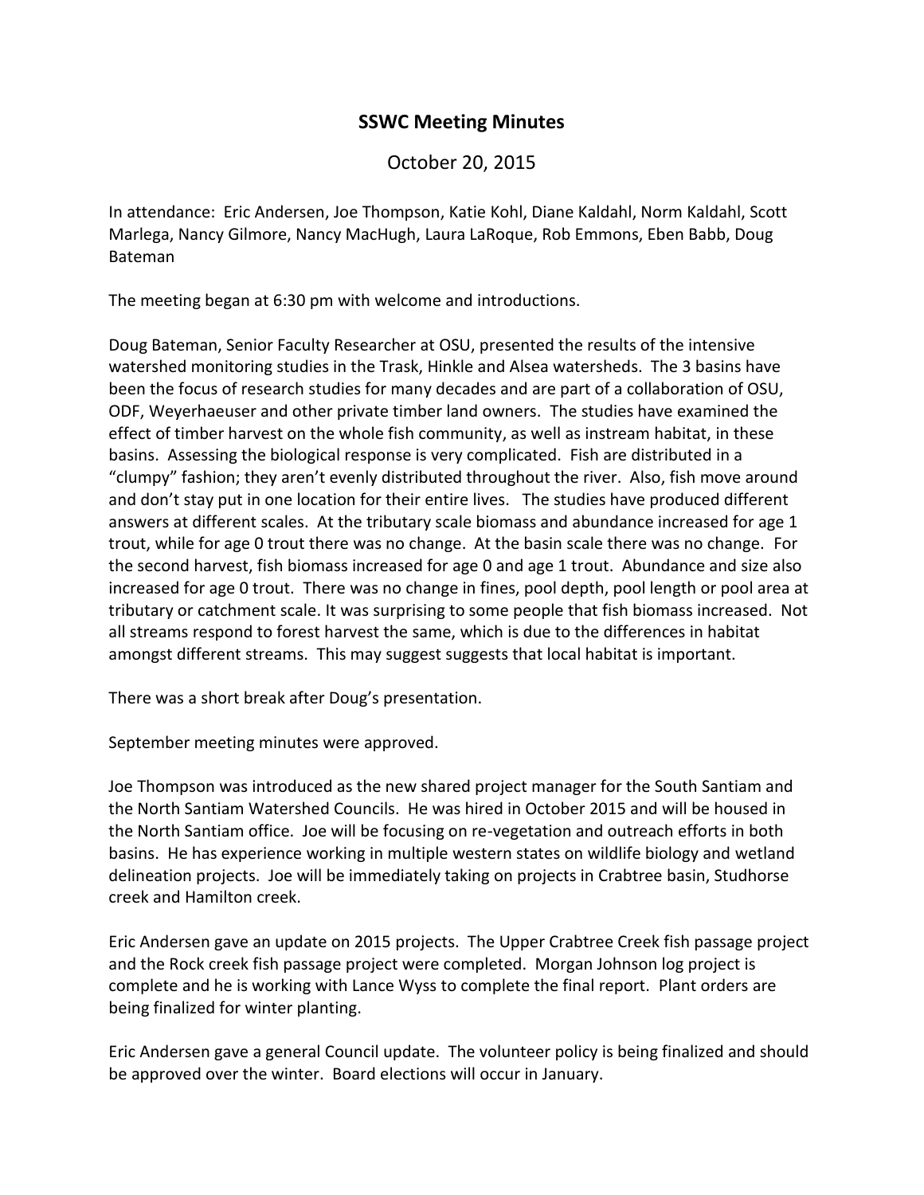# SSWC Meeting Minutes

October 20, 2015

In attendance: Eric Andersen, Joe Thompson, Katie Kohl, Diane Kaldahl, Norm Kaldahl, Scott Marlega, Nancy Gilmore, Nancy MacHugh, Laura LaRoque, Rob Emmons, Eben Babb, Doug Bateman

The meeting began at 6:30 pm with welcome and introductions.

Doug Bateman, Senior Faculty Researcher at OSU, presented the results of the intensive watershed monitoring studies in the Trask, Hinkle and Alsea watersheds. The 3 basins have been the focus of research studies for many decades and are part of a collaboration of OSU, ODF, Weyerhaeuser and other private timber land owners. The studies have examined the effect of timber harvest on the whole fish community, as well as instream habitat, in these basins. Assessing the biological response is very complicated. Fish are distributed in a "clumpy" fashion; they aren't evenly distributed throughout the river. Also, fish move around and don't stay put in one location for their entire lives. The studies have produced different answers at different scales. At the tributary scale biomass and abundance increased for age 1 trout, while for age 0 trout there was no change. At the basin scale there was no change. For the second harvest, fish biomass increased for age 0 and age 1 trout. Abundance and size also increased for age 0 trout. There was no change in fines, pool depth, pool length or pool area at tributary or catchment scale. It was surprising to some people that fish biomass increased. Not all streams respond to forest harvest the same, which is due to the differences in habitat amongst different streams. This may suggest suggests that local habitat is important.

There was a short break after Doug's presentation.

September meeting minutes were approved.

Joe Thompson was introduced as the new shared project manager for the South Santiam and the North Santiam Watershed Councils. He was hired in October 2015 and will be housed in the North Santiam office. Joe will be focusing on re-vegetation and outreach efforts in both basins. He has experience working in multiple western states on wildlife biology and wetland delineation projects. Joe will be immediately taking on projects in Crabtree basin, Studhorse creek and Hamilton creek.

Eric Andersen gave an update on 2015 projects. The Upper Crabtree Creek fish passage project and the Rock creek fish passage project were completed. Morgan Johnson log project is complete and he is working with Lance Wyss to complete the final report. Plant orders are being finalized for winter planting.

Eric Andersen gave a general Council update. The volunteer policy is being finalized and should be approved over the winter. Board elections will occur in January.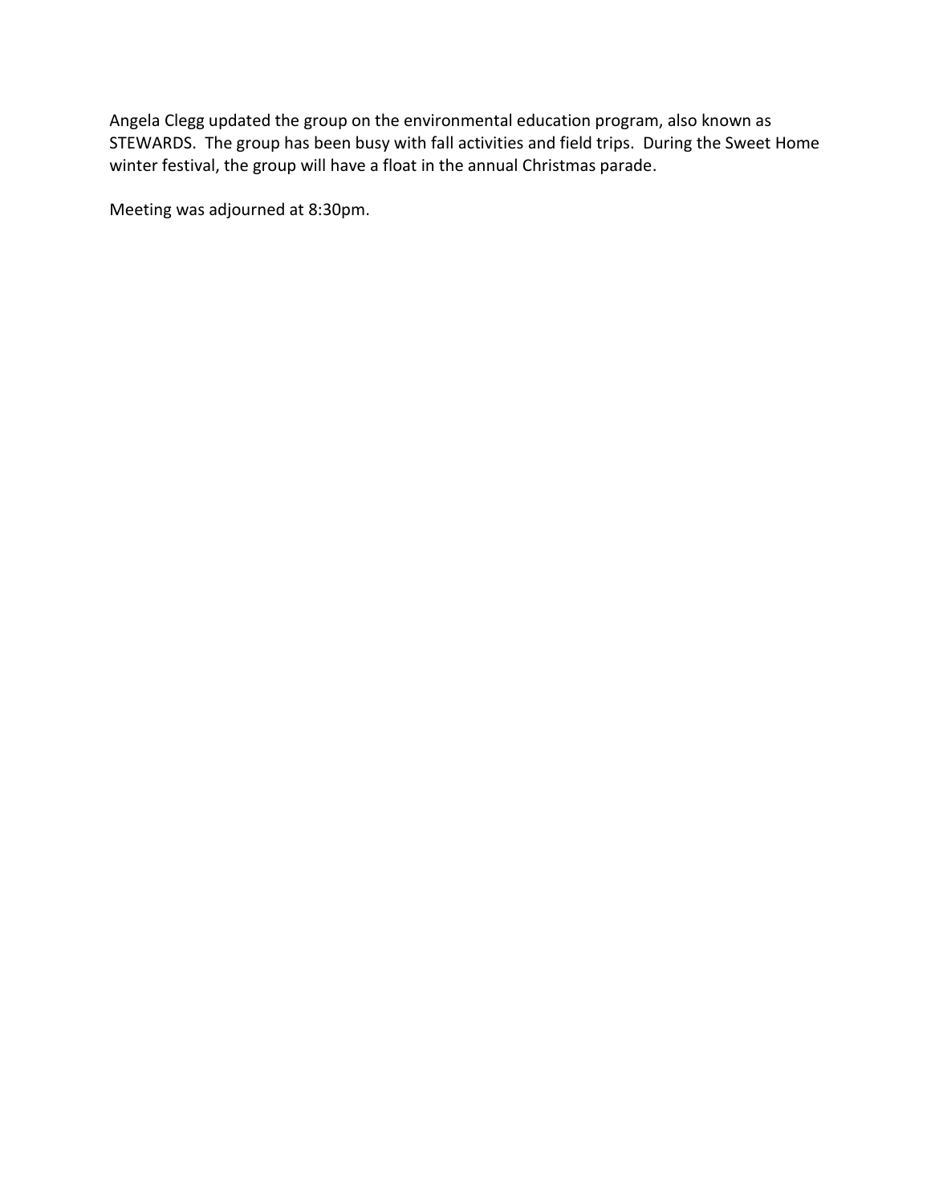Angela Clegg updated the group on the environmental education program, also known as STEWARDS. The group has been busy with fall activities and field trips. During the Sweet Home winter festival, the group will have a float in the annual Christmas parade.

Meeting was adjourned at 8:30pm.